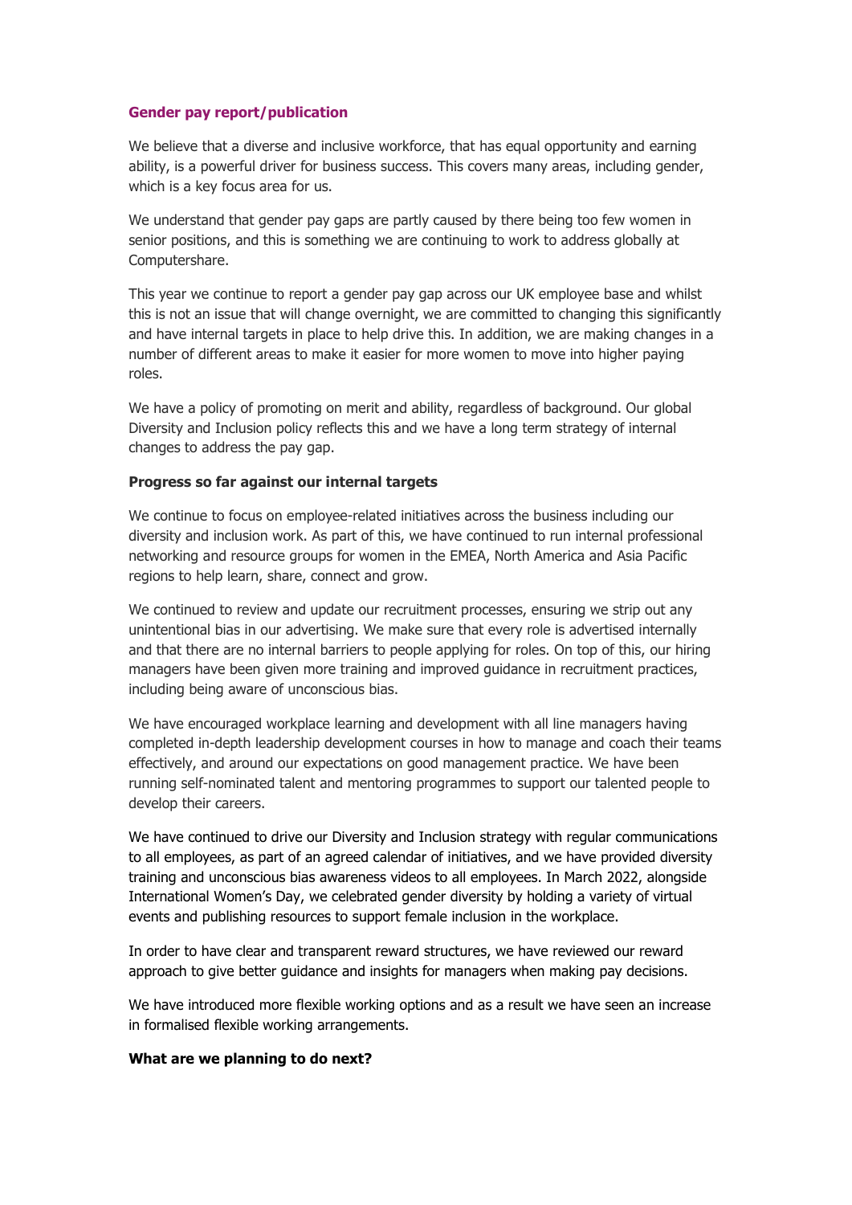## Gender pay report/publication

We believe that a diverse and inclusive workforce, that has equal opportunity and earning ability, is a powerful driver for business success. This covers many areas, including gender, which is a key focus area for us.

We understand that gender pay gaps are partly caused by there being too few women in senior positions, and this is something we are continuing to work to address globally at Computershare.

This year we continue to report a gender pay gap across our UK employee base and whilst this is not an issue that will change overnight, we are committed to changing this significantly and have internal targets in place to help drive this. In addition, we are making changes in a number of different areas to make it easier for more women to move into higher paying roles.

We have a policy of promoting on merit and ability, regardless of background. Our global Diversity and Inclusion policy reflects this and we have a long term strategy of internal changes to address the pay gap.

### Progress so far against our internal targets

We continue to focus on employee-related initiatives across the business including our diversity and inclusion work. As part of this, we have continued to run internal professional networking and resource groups for women in the EMEA, North America and Asia Pacific regions to help learn, share, connect and grow.

We continued to review and update our recruitment processes, ensuring we strip out any unintentional bias in our advertising. We make sure that every role is advertised internally and that there are no internal barriers to people applying for roles. On top of this, our hiring managers have been given more training and improved guidance in recruitment practices, including being aware of unconscious bias.

We have encouraged workplace learning and development with all line managers having completed in-depth leadership development courses in how to manage and coach their teams effectively, and around our expectations on good management practice. We have been running self-nominated talent and mentoring programmes to support our talented people to develop their careers.

We have continued to drive our Diversity and Inclusion strategy with regular communications to all employees, as part of an agreed calendar of initiatives, and we have provided diversity training and unconscious bias awareness videos to all employees. In March 2022, alongside International Women's Day, we celebrated gender diversity by holding a variety of virtual events and publishing resources to support female inclusion in the workplace.

In order to have clear and transparent reward structures, we have reviewed our reward approach to give better guidance and insights for managers when making pay decisions.

We have introduced more flexible working options and as a result we have seen an increase in formalised flexible working arrangements.

### What are we planning to do next?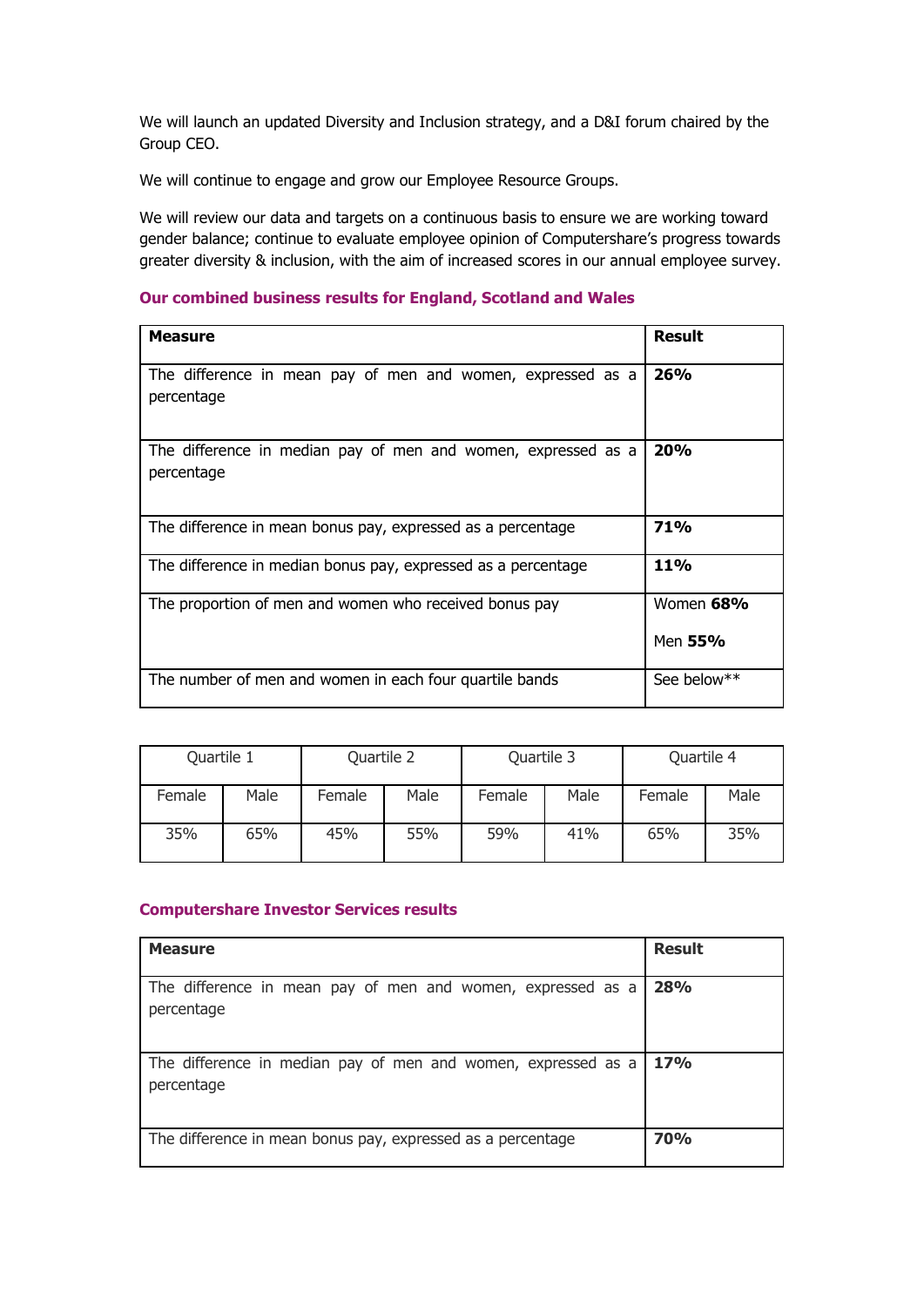We will launch an updated Diversity and Inclusion strategy, and a D&I forum chaired by the Group CEO.

We will continue to engage and grow our Employee Resource Groups.

We will review our data and targets on a continuous basis to ensure we are working toward gender balance; continue to evaluate employee opinion of Computershare's progress towards greater diversity & inclusion, with the aim of increased scores in our annual employee survey.

### Our combined business results for England, Scotland and Wales

| Measure | Result |
|---|---|
| The difference in mean pay of men and women, expressed as a percentage | **26%** |
| The difference in median pay of men and women, expressed as a percentage | **20%** |
| The difference in mean bonus pay, expressed as a percentage | **71%** |
| The difference in median bonus pay, expressed as a percentage | **11%** |
| The proportion of men and women who received bonus pay | Women **68%**<br>Men **55%** |
| The number of men and women in each four quartile bands | See below** |

| Quartile 1 | | Quartile 2 | | Quartile 3 | | Quartile 4 | |
|---|---|---|---|---|---|---|---|
| Female | Male | Female | Male | Female | Male | Female | Male |
| 35% | 65% | 45% | 55% | 59% | 41% | 65% | 35% |

### Computershare Investor Services results

| Measure | Result |
|---|---|
| The difference in mean pay of men and women, expressed as a percentage | **28%** |
| The difference in median pay of men and women, expressed as a percentage | **17%** |
| The difference in mean bonus pay, expressed as a percentage | **70%** |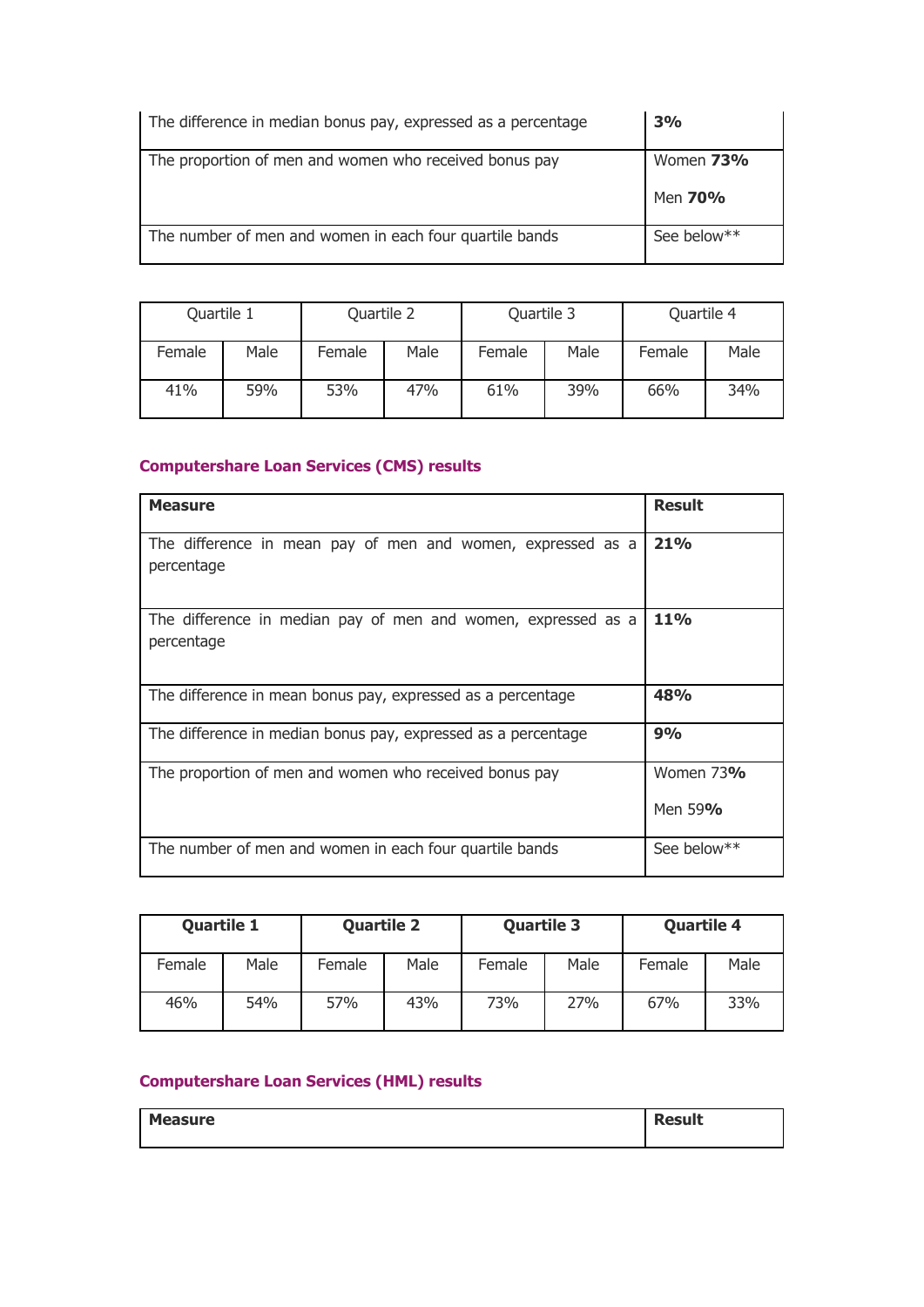| | |
|---|---|
| The difference in median bonus pay, expressed as a percentage | **3%** |
| The proportion of men and women who received bonus pay | Women **73%**<br><br>Men **70%** |
| The number of men and women in each four quartile bands | See below** |

| Quartile 1 | | Quartile 2 | | Quartile 3 | | Quartile 4 | |
|---|---|---|---|---|---|---|---|
| Female | Male | Female | Male | Female | Male | Female | Male |
| 41% | 59% | 53% | 47% | 61% | 39% | 66% | 34% |

### Computershare Loan Services (CMS) results

| Measure | Result |
|---|---|
| The difference in mean pay of men and women, expressed as a percentage | **21%** |
| The difference in median pay of men and women, expressed as a percentage | **11%** |
| The difference in mean bonus pay, expressed as a percentage | **48%** |
| The difference in median bonus pay, expressed as a percentage | **9%** |
| The proportion of men and women who received bonus pay | Women 73**%**<br><br>Men 59**%** |
| The number of men and women in each four quartile bands | See below** |

| **Quartile 1** | | **Quartile 2** | | **Quartile 3** | | **Quartile 4** | |
|---|---|---|---|---|---|---|---|
| Female | Male | Female | Male | Female | Male | Female | Male |
| 46% | 54% | 57% | 43% | 73% | 27% | 67% | 33% |

### Computershare Loan Services (HML) results

| Measure | Result |
|---|---|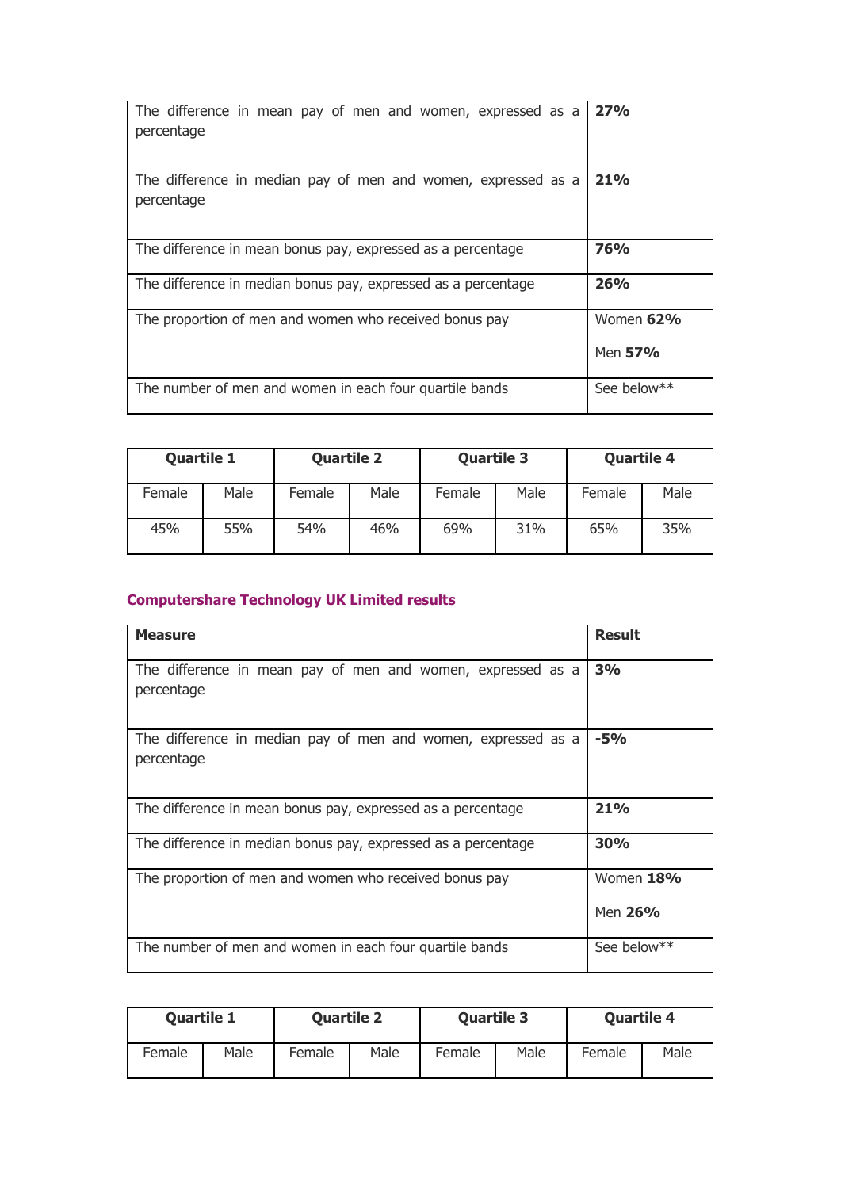| | |
|---|---|
| The difference in mean pay of men and women, expressed as a percentage | **27%** |
| The difference in median pay of men and women, expressed as a percentage | **21%** |
| The difference in mean bonus pay, expressed as a percentage | **76%** |
| The difference in median bonus pay, expressed as a percentage | **26%** |
| The proportion of men and women who received bonus pay | Women **62%**<br>Men **57%** |
| The number of men and women in each four quartile bands | See below** |

| **Quartile 1** | | **Quartile 2** | | **Quartile 3** | | **Quartile 4** | |
|---|---|---|---|---|---|---|---|
| Female | Male | Female | Male | Female | Male | Female | Male |
| 45% | 55% | 54% | 46% | 69% | 31% | 65% | 35% |

### Computershare Technology UK Limited results

| **Measure** | **Result** |
|---|---|
| The difference in mean pay of men and women, expressed as a percentage | **3%** |
| The difference in median pay of men and women, expressed as a percentage | **-5%** |
| The difference in mean bonus pay, expressed as a percentage | **21%** |
| The difference in median bonus pay, expressed as a percentage | **30%** |
| The proportion of men and women who received bonus pay | Women **18%**<br>Men **26%** |
| The number of men and women in each four quartile bands | See below** |

| **Quartile 1** | | **Quartile 2** | | **Quartile 3** | | **Quartile 4** | |
|---|---|---|---|---|---|---|---|
| Female | Male | Female | Male | Female | Male | Female | Male |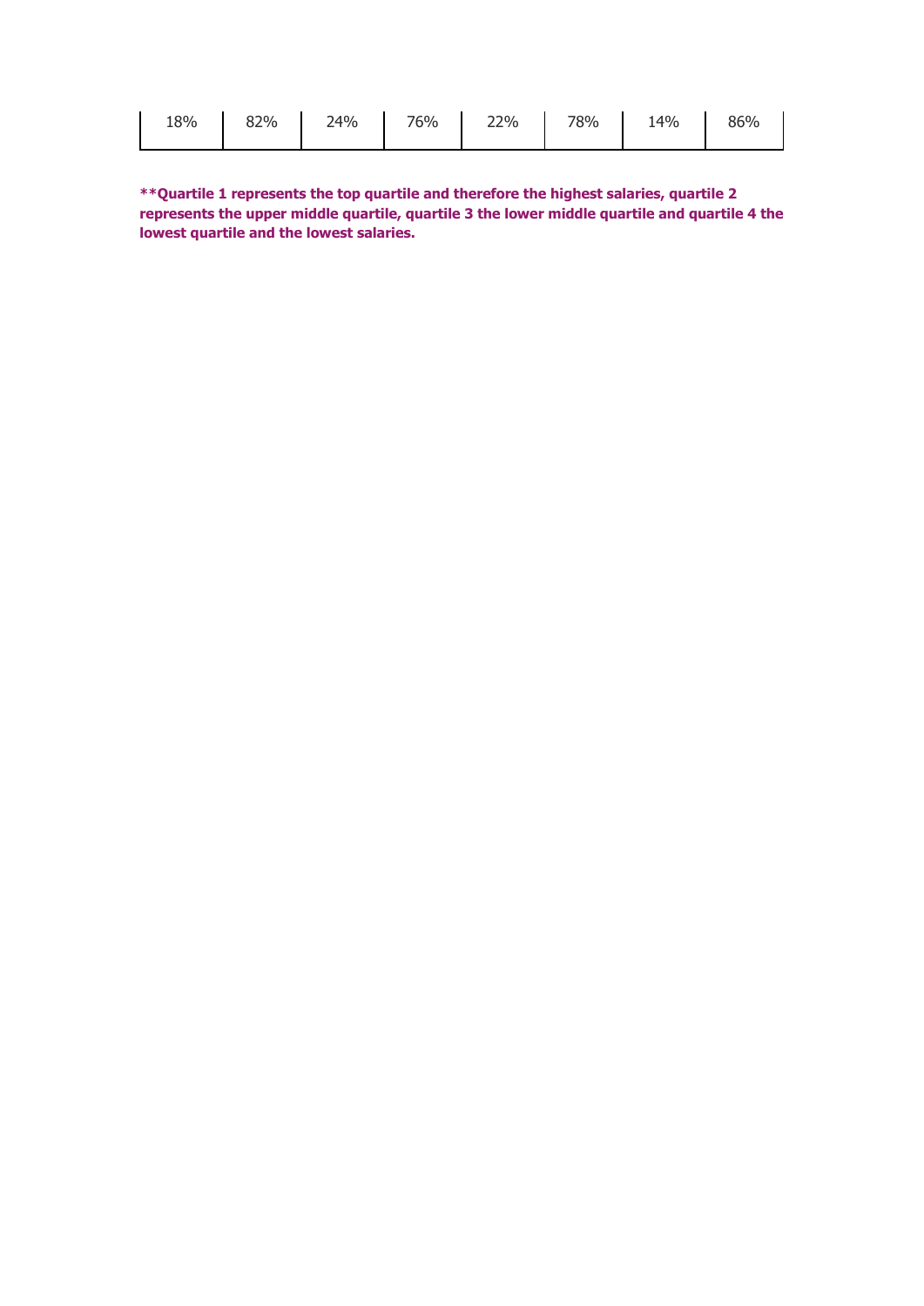| | | | | | | | |
|---|---|---|---|---|---|---|---|
| 18% | 82% | 24% | 76% | 22% | 78% | 14% | 86% |

****Quartile 1 represents the top quartile and therefore the highest salaries, quartile 2 represents the upper middle quartile, quartile 3 the lower middle quartile and quartile 4 the lowest quartile and the lowest salaries.**